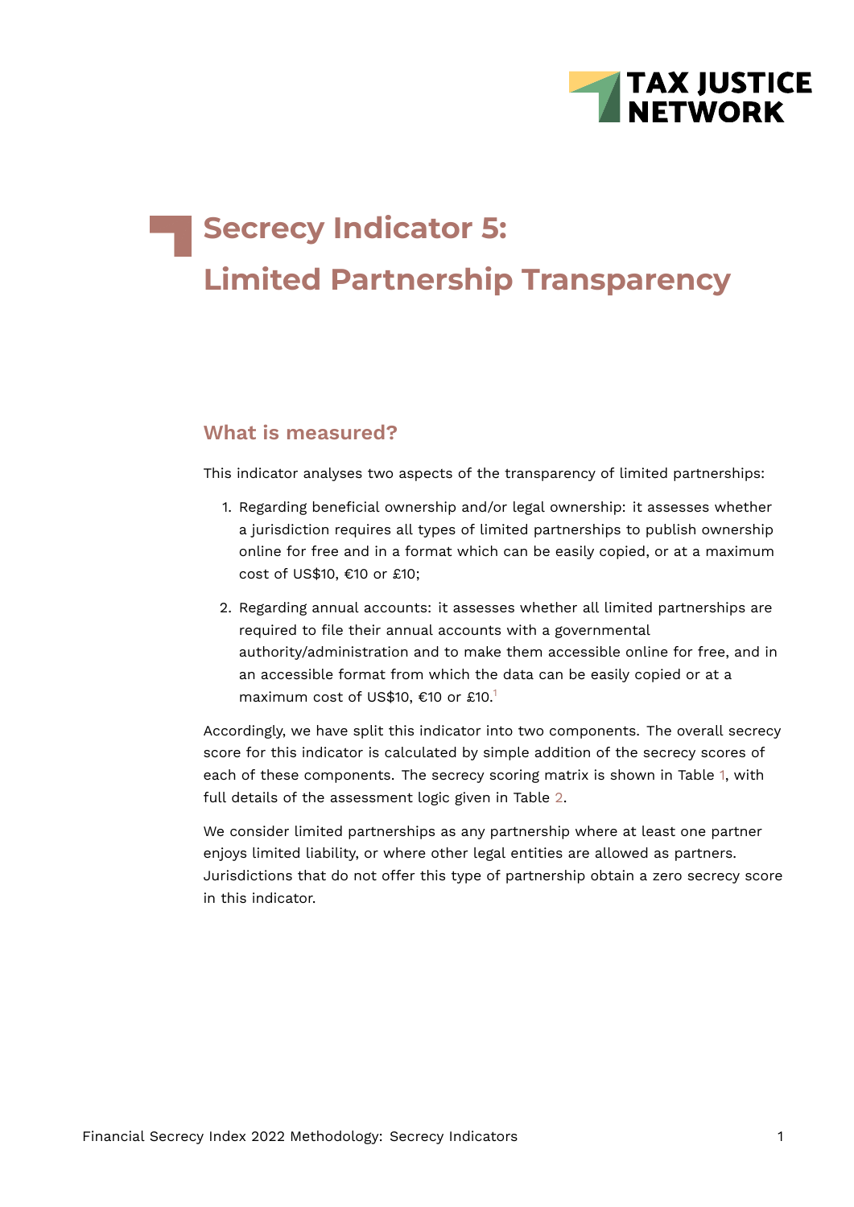# Secrecy Indicator 5: Limited Partnership Transparency

## What is measured?

This indicator analyses two aspects of the transparency of limited partnerships:

1. Regarding beneficial ownership and/or legal ownership: it assesses whether a jurisdiction requires all types of limited partnerships to publish ownership online for free and in a format which can be easily copied, or at a maximum cost of US$10, €10 or £10;
2. Regarding annual accounts: it assesses whether all limited partnerships are required to file their annual accounts with a governmental authority/administration and to make them accessible online for free, and in an accessible format from which the data can be easily copied or at a maximum cost of US$10, €10 or £10.[1]

Accordingly, we have split this indicator into two components. The overall secrecy score for this indicator is calculated by simple addition of the secrecy scores of each of these components. The secrecy scoring matrix is shown in Table 1, with full details of the assessment logic given in Table 2.

We consider limited partnerships as any partnership where at least one partner enjoys limited liability, or where other legal entities are allowed as partners. Jurisdictions that do not offer this type of partnership obtain a zero secrecy score in this indicator.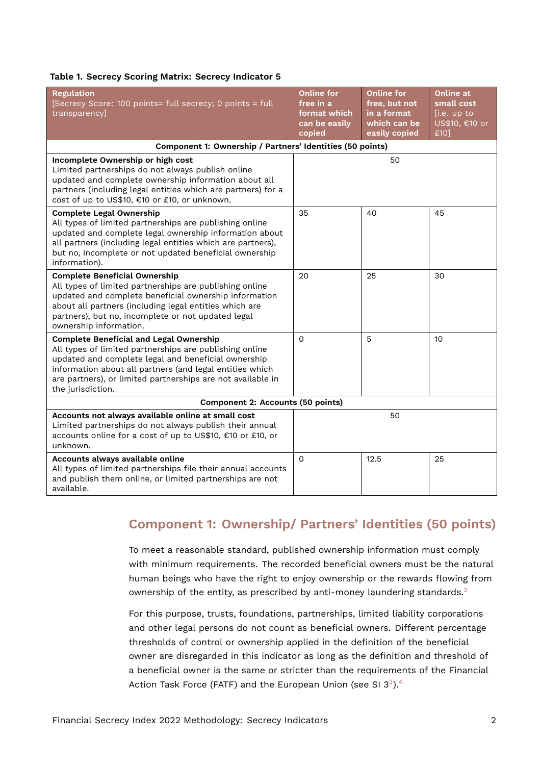**Table 1. Secrecy Scoring Matrix: Secrecy Indicator 5**

| Regulation [Secrecy Score: 100 points= full secrecy; 0 points = full transparency] | Online for free in a format which can be easily copied | Online for free, but not in a format which can be easily copied | Online at small cost [i.e. up to US$10, €10 or £10] |
|---|---|---|---|
| **Component 1: Ownership / Partners' Identities (50 points)** | | | |
| **Incomplete Ownership or high cost** Limited partnerships do not always publish online updated and complete ownership information about all partners (including legal entities which are partners) for a cost of up to US$10, €10 or £10, or unknown. | 50 | | |
| **Complete Legal Ownership** All types of limited partnerships are publishing online updated and complete legal ownership information about all partners (including legal entities which are partners), but no, incomplete or not updated beneficial ownership information). | 35 | 40 | 45 |
| **Complete Beneficial Ownership** All types of limited partnerships are publishing online updated and complete beneficial ownership information about all partners (including legal entities which are partners), but no, incomplete or not updated legal ownership information. | 20 | 25 | 30 |
| **Complete Beneficial and Legal Ownership** All types of limited partnerships are publishing online updated and complete legal and beneficial ownership information about all partners (and legal entities which are partners), or limited partnerships are not available in the jurisdiction. | 0 | 5 | 10 |
| **Component 2: Accounts (50 points)** | | | |
| **Accounts not always available online at small cost** Limited partnerships do not always publish their annual accounts online for a cost of up to US$10, €10 or £10, or unknown. | 50 | | |
| **Accounts always available online** All types of limited partnerships file their annual accounts and publish them online, or limited partnerships are not available. | 0 | 12.5 | 25 |

## Component 1: Ownership/ Partners' Identities (50 points)

To meet a reasonable standard, published ownership information must comply with minimum requirements. The recorded beneficial owners must be the natural human beings who have the right to enjoy ownership or the rewards flowing from ownership of the entity, as prescribed by anti-money laundering standards.[2]

For this purpose, trusts, foundations, partnerships, limited liability corporations and other legal persons do not count as beneficial owners. Different percentage thresholds of control or ownership applied in the definition of the beneficial owner are disregarded in this indicator as long as the definition and threshold of a beneficial owner is the same or stricter than the requirements of the Financial Action Task Force (FATF) and the European Union (see SI 3[3]).[4]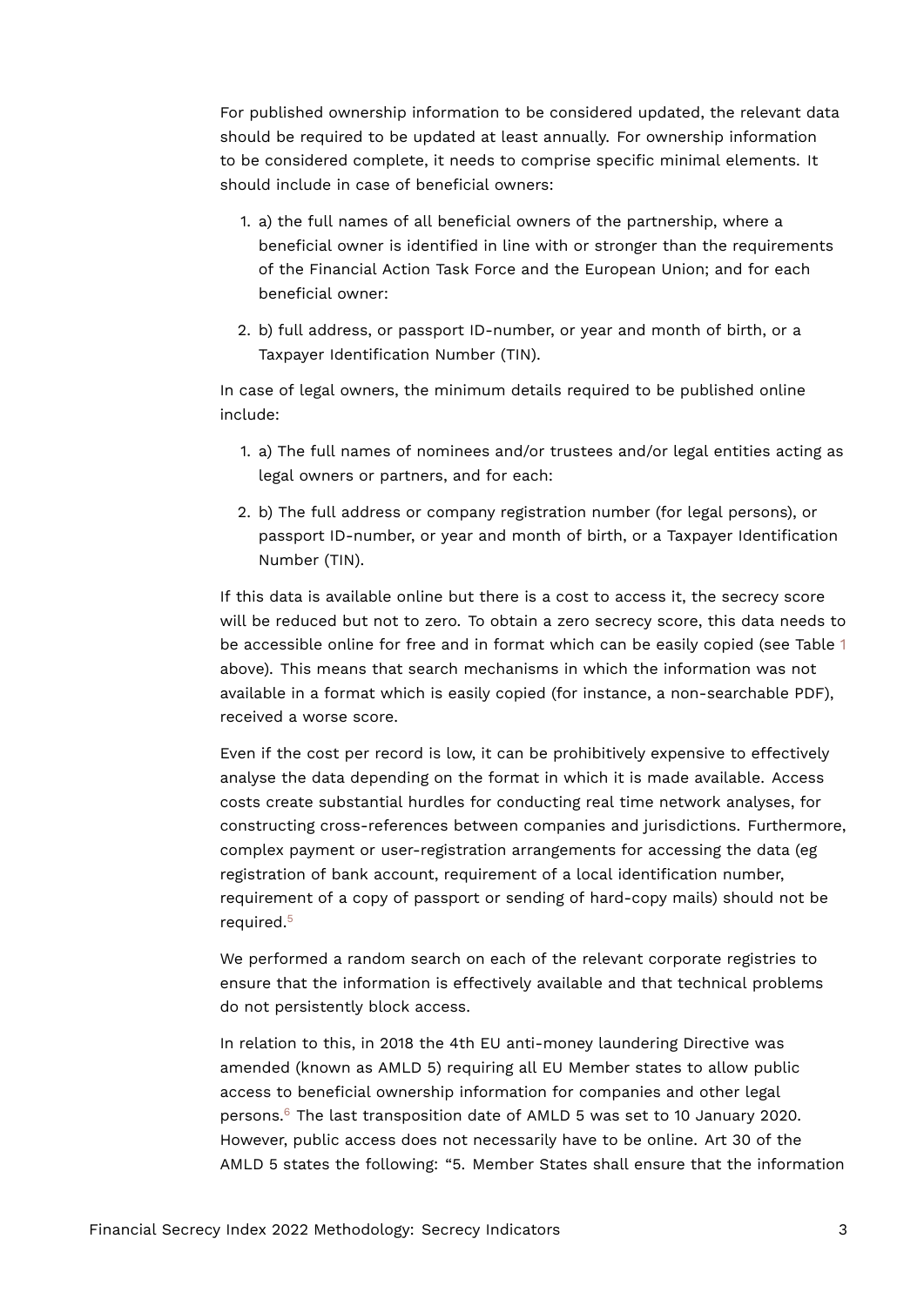For published ownership information to be considered updated, the relevant data should be required to be updated at least annually. For ownership information to be considered complete, it needs to comprise specific minimal elements. It should include in case of beneficial owners:

1. a) the full names of all beneficial owners of the partnership, where a beneficial owner is identified in line with or stronger than the requirements of the Financial Action Task Force and the European Union; and for each beneficial owner:
2. b) full address, or passport ID-number, or year and month of birth, or a Taxpayer Identification Number (TIN).

In case of legal owners, the minimum details required to be published online include:

1. a) The full names of nominees and/or trustees and/or legal entities acting as legal owners or partners, and for each:
2. b) The full address or company registration number (for legal persons), or passport ID-number, or year and month of birth, or a Taxpayer Identification Number (TIN).

If this data is available online but there is a cost to access it, the secrecy score will be reduced but not to zero. To obtain a zero secrecy score, this data needs to be accessible online for free and in format which can be easily copied (see Table 1 above). This means that search mechanisms in which the information was not available in a format which is easily copied (for instance, a non-searchable PDF), received a worse score.

Even if the cost per record is low, it can be prohibitively expensive to effectively analyse the data depending on the format in which it is made available. Access costs create substantial hurdles for conducting real time network analyses, for constructing cross-references between companies and jurisdictions. Furthermore, complex payment or user-registration arrangements for accessing the data (eg registration of bank account, requirement of a local identification number, requirement of a copy of passport or sending of hard-copy mails) should not be required.[5]

We performed a random search on each of the relevant corporate registries to ensure that the information is effectively available and that technical problems do not persistently block access.

In relation to this, in 2018 the 4th EU anti-money laundering Directive was amended (known as AMLD 5) requiring all EU Member states to allow public access to beneficial ownership information for companies and other legal persons.[6] The last transposition date of AMLD 5 was set to 10 January 2020. However, public access does not necessarily have to be online. Art 30 of the AMLD 5 states the following: "5. Member States shall ensure that the information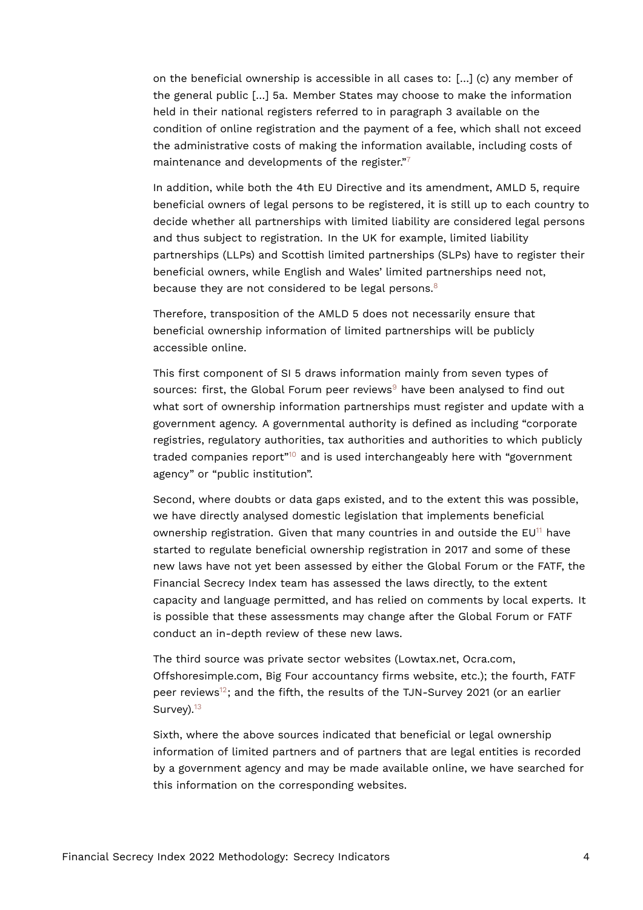on the beneficial ownership is accessible in all cases to: [...] (c) any member of the general public [...] 5a. Member States may choose to make the information held in their national registers referred to in paragraph 3 available on the condition of online registration and the payment of a fee, which shall not exceed the administrative costs of making the information available, including costs of maintenance and developments of the register."[7]

In addition, while both the 4th EU Directive and its amendment, AMLD 5, require beneficial owners of legal persons to be registered, it is still up to each country to decide whether all partnerships with limited liability are considered legal persons and thus subject to registration. In the UK for example, limited liability partnerships (LLPs) and Scottish limited partnerships (SLPs) have to register their beneficial owners, while English and Wales' limited partnerships need not, because they are not considered to be legal persons.[8]

Therefore, transposition of the AMLD 5 does not necessarily ensure that beneficial ownership information of limited partnerships will be publicly accessible online.

This first component of SI 5 draws information mainly from seven types of sources: first, the Global Forum peer reviews[9] have been analysed to find out what sort of ownership information partnerships must register and update with a government agency. A governmental authority is defined as including "corporate registries, regulatory authorities, tax authorities and authorities to which publicly traded companies report"[10] and is used interchangeably here with "government agency" or "public institution".

Second, where doubts or data gaps existed, and to the extent this was possible, we have directly analysed domestic legislation that implements beneficial ownership registration. Given that many countries in and outside the EU[11] have started to regulate beneficial ownership registration in 2017 and some of these new laws have not yet been assessed by either the Global Forum or the FATF, the Financial Secrecy Index team has assessed the laws directly, to the extent capacity and language permitted, and has relied on comments by local experts. It is possible that these assessments may change after the Global Forum or FATF conduct an in-depth review of these new laws.

The third source was private sector websites (Lowtax.net, Ocra.com, Offshoresimple.com, Big Four accountancy firms website, etc.); the fourth, FATF peer reviews[12]; and the fifth, the results of the TJN-Survey 2021 (or an earlier Survey).[13]

Sixth, where the above sources indicated that beneficial or legal ownership information of limited partners and of partners that are legal entities is recorded by a government agency and may be made available online, we have searched for this information on the corresponding websites.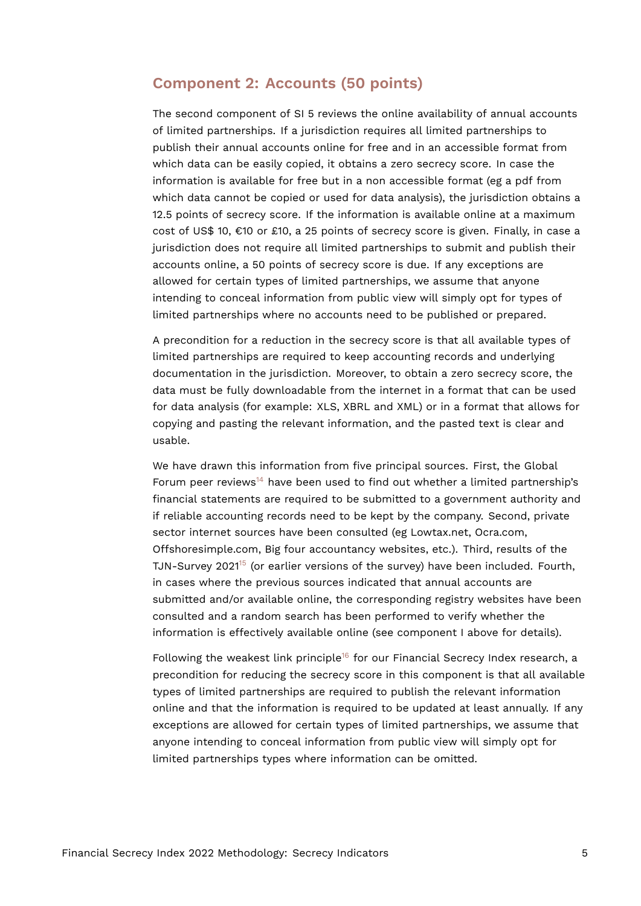## Component 2: Accounts (50 points)

The second component of SI 5 reviews the online availability of annual accounts of limited partnerships. If a jurisdiction requires all limited partnerships to publish their annual accounts online for free and in an accessible format from which data can be easily copied, it obtains a zero secrecy score. In case the information is available for free but in a non accessible format (eg a pdf from which data cannot be copied or used for data analysis), the jurisdiction obtains a 12.5 points of secrecy score. If the information is available online at a maximum cost of US$ 10, €10 or £10, a 25 points of secrecy score is given. Finally, in case a jurisdiction does not require all limited partnerships to submit and publish their accounts online, a 50 points of secrecy score is due. If any exceptions are allowed for certain types of limited partnerships, we assume that anyone intending to conceal information from public view will simply opt for types of limited partnerships where no accounts need to be published or prepared.

A precondition for a reduction in the secrecy score is that all available types of limited partnerships are required to keep accounting records and underlying documentation in the jurisdiction. Moreover, to obtain a zero secrecy score, the data must be fully downloadable from the internet in a format that can be used for data analysis (for example: XLS, XBRL and XML) or in a format that allows for copying and pasting the relevant information, and the pasted text is clear and usable.

We have drawn this information from five principal sources. First, the Global Forum peer reviews[14] have been used to find out whether a limited partnership's financial statements are required to be submitted to a government authority and if reliable accounting records need to be kept by the company. Second, private sector internet sources have been consulted (eg Lowtax.net, Ocra.com, Offshoresimple.com, Big four accountancy websites, etc.). Third, results of the TJN-Survey 2021[15] (or earlier versions of the survey) have been included. Fourth, in cases where the previous sources indicated that annual accounts are submitted and/or available online, the corresponding registry websites have been consulted and a random search has been performed to verify whether the information is effectively available online (see component I above for details).

Following the weakest link principle[16] for our Financial Secrecy Index research, a precondition for reducing the secrecy score in this component is that all available types of limited partnerships are required to publish the relevant information online and that the information is required to be updated at least annually. If any exceptions are allowed for certain types of limited partnerships, we assume that anyone intending to conceal information from public view will simply opt for limited partnerships types where information can be omitted.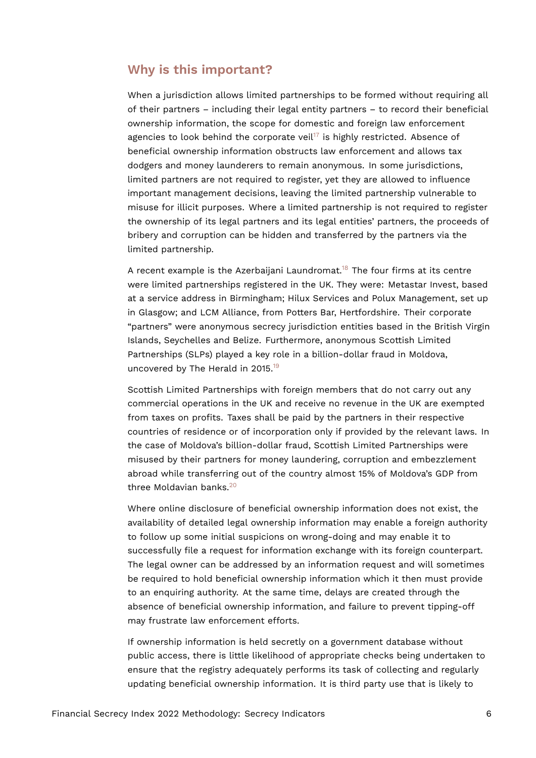## Why is this important?

When a jurisdiction allows limited partnerships to be formed without requiring all of their partners – including their legal entity partners – to record their beneficial ownership information, the scope for domestic and foreign law enforcement agencies to look behind the corporate veil[17] is highly restricted. Absence of beneficial ownership information obstructs law enforcement and allows tax dodgers and money launderers to remain anonymous. In some jurisdictions, limited partners are not required to register, yet they are allowed to influence important management decisions, leaving the limited partnership vulnerable to misuse for illicit purposes. Where a limited partnership is not required to register the ownership of its legal partners and its legal entities' partners, the proceeds of bribery and corruption can be hidden and transferred by the partners via the limited partnership.

A recent example is the Azerbaijani Laundromat.[18] The four firms at its centre were limited partnerships registered in the UK. They were: Metastar Invest, based at a service address in Birmingham; Hilux Services and Polux Management, set up in Glasgow; and LCM Alliance, from Potters Bar, Hertfordshire. Their corporate "partners" were anonymous secrecy jurisdiction entities based in the British Virgin Islands, Seychelles and Belize. Furthermore, anonymous Scottish Limited Partnerships (SLPs) played a key role in a billion-dollar fraud in Moldova, uncovered by The Herald in 2015.[19]

Scottish Limited Partnerships with foreign members that do not carry out any commercial operations in the UK and receive no revenue in the UK are exempted from taxes on profits. Taxes shall be paid by the partners in their respective countries of residence or of incorporation only if provided by the relevant laws. In the case of Moldova's billion-dollar fraud, Scottish Limited Partnerships were misused by their partners for money laundering, corruption and embezzlement abroad while transferring out of the country almost 15% of Moldova's GDP from three Moldavian banks.[20]

Where online disclosure of beneficial ownership information does not exist, the availability of detailed legal ownership information may enable a foreign authority to follow up some initial suspicions on wrong-doing and may enable it to successfully file a request for information exchange with its foreign counterpart. The legal owner can be addressed by an information request and will sometimes be required to hold beneficial ownership information which it then must provide to an enquiring authority. At the same time, delays are created through the absence of beneficial ownership information, and failure to prevent tipping-off may frustrate law enforcement efforts.

If ownership information is held secretly on a government database without public access, there is little likelihood of appropriate checks being undertaken to ensure that the registry adequately performs its task of collecting and regularly updating beneficial ownership information. It is third party use that is likely to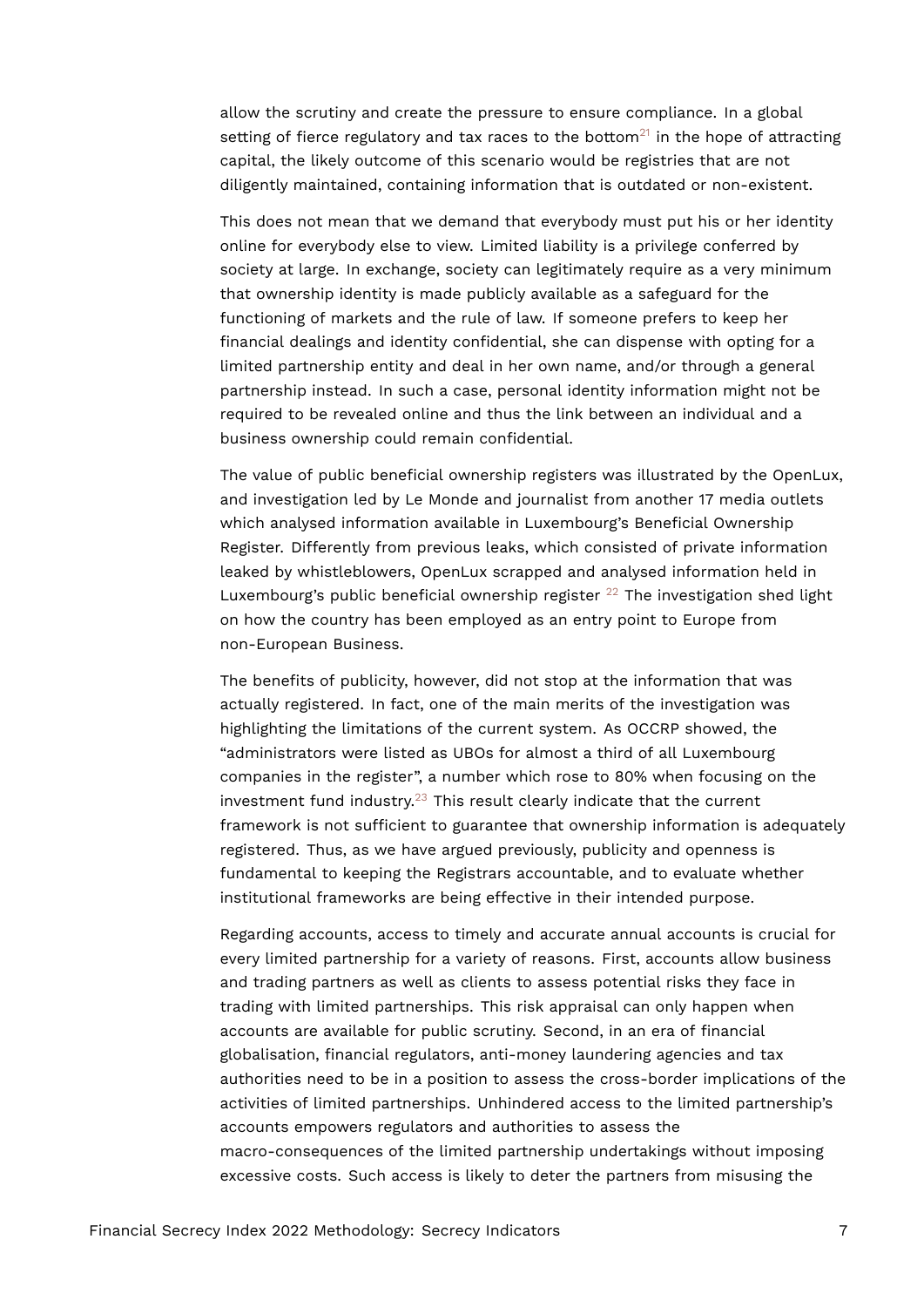allow the scrutiny and create the pressure to ensure compliance. In a global setting of fierce regulatory and tax races to the bottom[21] in the hope of attracting capital, the likely outcome of this scenario would be registries that are not diligently maintained, containing information that is outdated or non-existent.

This does not mean that we demand that everybody must put his or her identity online for everybody else to view. Limited liability is a privilege conferred by society at large. In exchange, society can legitimately require as a very minimum that ownership identity is made publicly available as a safeguard for the functioning of markets and the rule of law. If someone prefers to keep her financial dealings and identity confidential, she can dispense with opting for a limited partnership entity and deal in her own name, and/or through a general partnership instead. In such a case, personal identity information might not be required to be revealed online and thus the link between an individual and a business ownership could remain confidential.

The value of public beneficial ownership registers was illustrated by the OpenLux, and investigation led by Le Monde and journalist from another 17 media outlets which analysed information available in Luxembourg's Beneficial Ownership Register. Differently from previous leaks, which consisted of private information leaked by whistleblowers, OpenLux scrapped and analysed information held in Luxembourg's public beneficial ownership register [22] The investigation shed light on how the country has been employed as an entry point to Europe from non-European Business.

The benefits of publicity, however, did not stop at the information that was actually registered. In fact, one of the main merits of the investigation was highlighting the limitations of the current system. As OCCRP showed, the "administrators were listed as UBOs for almost a third of all Luxembourg companies in the register", a number which rose to 80% when focusing on the investment fund industry.[23] This result clearly indicate that the current framework is not sufficient to guarantee that ownership information is adequately registered. Thus, as we have argued previously, publicity and openness is fundamental to keeping the Registrars accountable, and to evaluate whether institutional frameworks are being effective in their intended purpose.

Regarding accounts, access to timely and accurate annual accounts is crucial for every limited partnership for a variety of reasons. First, accounts allow business and trading partners as well as clients to assess potential risks they face in trading with limited partnerships. This risk appraisal can only happen when accounts are available for public scrutiny. Second, in an era of financial globalisation, financial regulators, anti-money laundering agencies and tax authorities need to be in a position to assess the cross-border implications of the activities of limited partnerships. Unhindered access to the limited partnership's accounts empowers regulators and authorities to assess the macro-consequences of the limited partnership undertakings without imposing excessive costs. Such access is likely to deter the partners from misusing the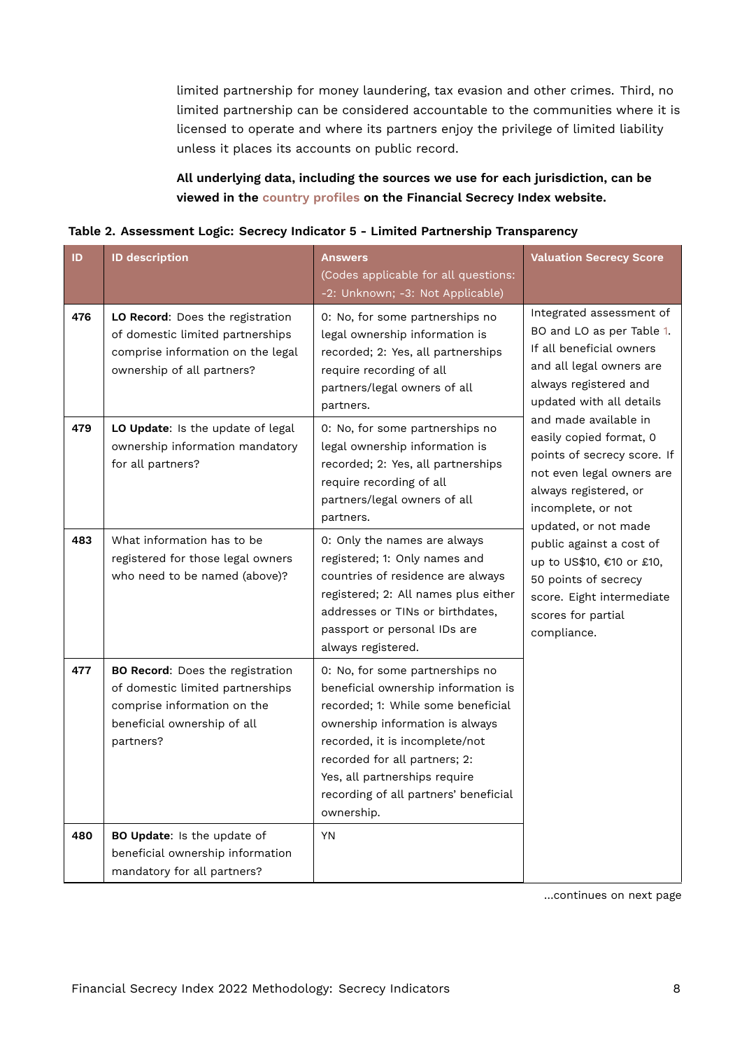limited partnership for money laundering, tax evasion and other crimes. Third, no limited partnership can be considered accountable to the communities where it is licensed to operate and where its partners enjoy the privilege of limited liability unless it places its accounts on public record.

**All underlying data, including the sources we use for each jurisdiction, can be viewed in the country profiles on the Financial Secrecy Index website.**

**Table 2. Assessment Logic: Secrecy Indicator 5 - Limited Partnership Transparency**

| ID | ID description | Answers (Codes applicable for all questions: -2: Unknown; -3: Not Applicable) | Valuation Secrecy Score |
|---|---|---|---|
| 476 | **LO Record**: Does the registration of domestic limited partnerships comprise information on the legal ownership of all partners? | 0: No, for some partnerships no legal ownership information is recorded; 2: Yes, all partnerships require recording of all partners/legal owners of all partners. | Integrated assessment of BO and LO as per Table 1. If all beneficial owners and all legal owners are always registered and updated with all details and made available in easily copied format, 0 points of secrecy score. If not even legal owners are always registered, or incomplete, or not updated, or not made public against a cost of up to US$10, €10 or £10, 50 points of secrecy score. Eight intermediate scores for partial compliance. |
| 479 | **LO Update**: Is the update of legal ownership information mandatory for all partners? | 0: No, for some partnerships no legal ownership information is recorded; 2: Yes, all partnerships require recording of all partners/legal owners of all partners. | |
| 483 | What information has to be registered for those legal owners who need to be named (above)? | 0: Only the names are always registered; 1: Only names and countries of residence are always registered; 2: All names plus either addresses or TINs or birthdates, passport or personal IDs are always registered. | |
| 477 | **BO Record**: Does the registration of domestic limited partnerships comprise information on the beneficial ownership of all partners? | 0: No, for some partnerships no beneficial ownership information is recorded; 1: While some beneficial ownership information is always recorded, it is incomplete/not recorded for all partners; 2: Yes, all partnerships require recording of all partners' beneficial ownership. | |
| 480 | **BO Update**: Is the update of beneficial ownership information mandatory for all partners? | YN | |

...continues on next page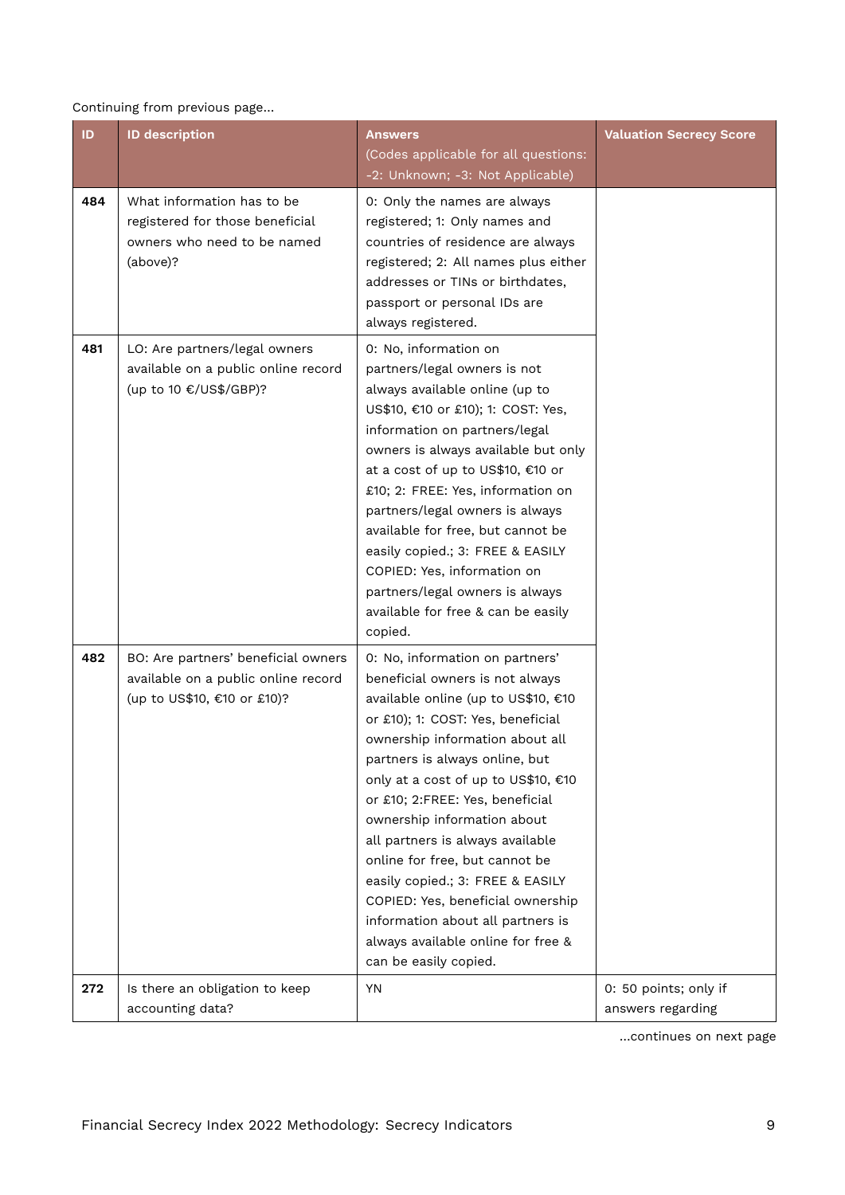Continuing from previous page...

| ID | ID description | Answers (Codes applicable for all questions: -2: Unknown; -3: Not Applicable) | Valuation Secrecy Score |
|---|---|---|---|
| **484** | What information has to be registered for those beneficial owners who need to be named (above)? | 0: Only the names are always registered; 1: Only names and countries of residence are always registered; 2: All names plus either addresses or TINs or birthdates, passport or personal IDs are always registered. | |
| **481** | LO: Are partners/legal owners available on a public online record (up to 10 €/US$/GBP)? | 0: No, information on partners/legal owners is not always available online (up to US$10, €10 or £10); 1: COST: Yes, information on partners/legal owners is always available but only at a cost of up to US$10, €10 or £10; 2: FREE: Yes, information on partners/legal owners is always available for free, but cannot be easily copied.; 3: FREE & EASILY COPIED: Yes, information on partners/legal owners is always available for free & can be easily copied. | |
| **482** | BO: Are partners' beneficial owners available on a public online record (up to US$10, €10 or £10)? | 0: No, information on partners' beneficial owners is not always available online (up to US$10, €10 or £10); 1: COST: Yes, beneficial ownership information about all partners is always online, but only at a cost of up to US$10, €10 or £10; 2:FREE: Yes, beneficial ownership information about all partners is always available online for free, but cannot be easily copied.; 3: FREE & EASILY COPIED: Yes, beneficial ownership information about all partners is always available online for free & can be easily copied. | |
| **272** | Is there an obligation to keep accounting data? | YN | 0: 50 points; only if answers regarding |

...continues on next page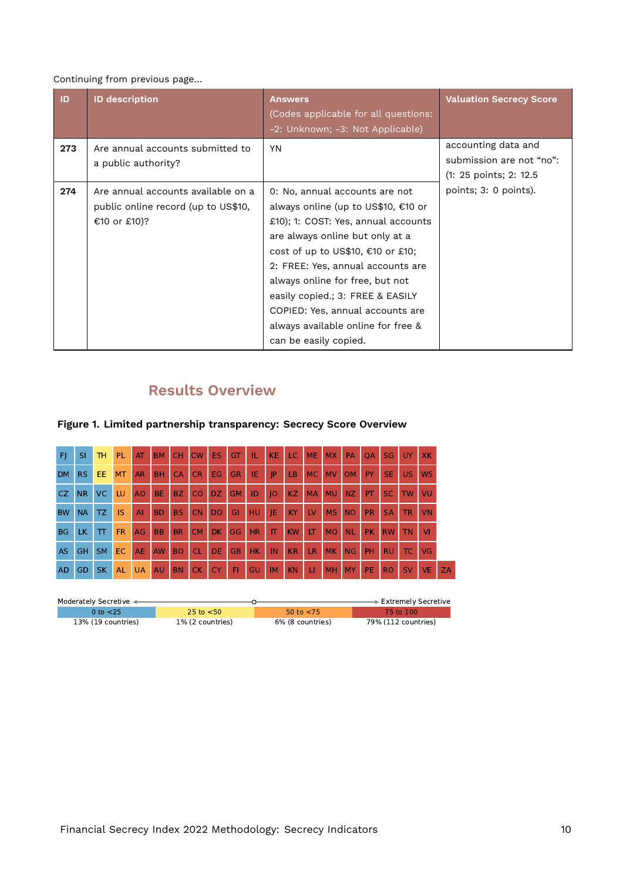Continuing from previous page...

| ID | ID description | Answers (Codes applicable for all questions: -2: Unknown; -3: Not Applicable) | Valuation Secrecy Score |
|---|---|---|---|
| 273 | Are annual accounts submitted to a public authority? | YN | accounting data and submission are not "no": (1: 25 points; 2: 12.5 points; 3: 0 points). |
| 274 | Are annual accounts available on a public online record (up to US$10, €10 or £10)? | 0: No, annual accounts are not always online (up to US$10, €10 or £10); 1: COST: Yes, annual accounts are always online but only at a cost of up to US$10, €10 or £10; 2: FREE: Yes, annual accounts are always online for free, but not easily copied.; 3: FREE & EASILY COPIED: Yes, annual accounts are always available online for free & can be easily copied. | |

## Results Overview

**Figure 1. Limited partnership transparency: Secrecy Score Overview**

| | | | | | | | | | | | | | | | | | | | | |
|---|---|---|---|---|---|---|---|---|---|---|---|---|---|---|---|---|---|---|---|---|
| FJ | SI | TH | PL | AT | BM | CH | CW | ES | GT | IL | KE | LC | ME | MX | PA | QA | SG | UY | XK | |
| DM | RS | EE | MT | AR | BH | CA | CR | EG | GR | IE | JP | LB | MC | MV | OM | PY | SE | US | WS | |
| CZ | NR | VC | LU | AO | BE | BZ | CO | DZ | GM | ID | JO | KZ | MA | MU | NZ | PT | SC | TW | VU | |
| BW | NA | TZ | IS | AI | BD | BS | CN | DO | GI | HU | JE | KY | LV | MS | NO | PR | SA | TR | VN | |
| BG | LK | TT | FR | AG | BB | BR | CM | DK | GG | HR | IT | KW | LT | MO | NL | PK | RW | TN | VI | |
| AS | GH | SM | EC | AE | AW | BO | CL | DE | GB | HK | IN | KR | LR | MK | NG | PH | RU | TC | VG | |
| AD | GD | SK | AL | UA | AU | BN | CK | CY | FI | GU | IM | KN | LI | MH | MY | PE | RO | SV | VE | ZA |

Moderately Secretive ← → Extremely Secretive

| 0 to <25 | 25 to <50 | 50 to <75 | 75 to 100 |
|---|---|---|---|
| 13% (19 countries) | 1% (2 countries) | 6% (8 countries) | 79% (112 countries) |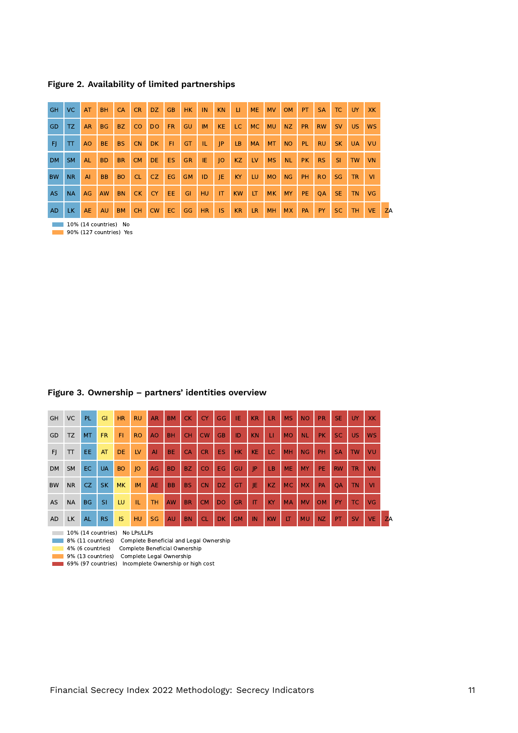**Figure 2. Availability of limited partnerships**

| | | | | | | | | | | | | | | | | | | | |
|---|---|---|---|---|---|---|---|---|---|---|---|---|---|---|---|---|---|---|---|
| GH | VC | AT | BH | CA | CR | DZ | GB | HK | IN | KN | LI | ME | MV | OM | PT | SA | TC | UY | XK |
| GD | TZ | AR | BG | BZ | CO | DO | FR | GU | IM | KE | LC | MC | MU | NZ | PR | RW | SV | US | WS |
| FJ | TT | AO | BE | BS | CN | DK | FI | GT | IL | JP | LB | MA | MT | NO | PL | RU | SK | UA | VU |
| DM | SM | AL | BD | BR | CM | DE | ES | GR | IE | JO | KZ | LV | MS | NL | PK | RS | SI | TW | VN |
| BW | NR | AI | BB | BO | CL | CZ | EG | GM | ID | JE | KY | LU | MO | NG | PH | RO | SG | TR | VI |
| AS | NA | AG | AW | BN | CK | CY | EE | GI | HU | IT | KW | LT | MK | MY | PE | QA | SE | TN | VG |
| AD | LK | AE | AU | BM | CH | CW | EC | GG | HR | IS | KR | LR | MH | MX | PA | PY | SC | TH | VE | ZA |

- 10% (14 countries) No
- 90% (127 countries) Yes

**Figure 3. Ownership – partners' identities overview**

| | | | | | | | | | | | | | | | | | | | |
|---|---|---|---|---|---|---|---|---|---|---|---|---|---|---|---|---|---|---|---|
| GH | VC | PL | GI | HR | RU | AR | BM | CK | CY | GG | IE | KR | LR | MS | NO | PR | SE | UY | XK |
| GD | TZ | MT | FR | FI | RO | AO | BH | CH | CW | GB | ID | KN | LI | MO | NL | PK | SC | US | WS |
| FJ | TT | EE | AT | DE | LV | AI | BE | CA | CR | ES | HK | KE | LC | MH | NG | PH | SA | TW | VU |
| DM | SM | EC | UA | BO | JO | AG | BD | BZ | CO | EG | GU | JP | LB | ME | MY | PE | RW | TR | VN |
| BW | NR | CZ | SK | MK | IM | AE | BB | BS | CN | DZ | GT | JE | KZ | MC | MX | PA | QA | TN | VI |
| AS | NA | BG | SI | LU | IL | TH | AW | BR | CM | DO | GR | IT | KY | MA | MV | OM | PY | TC | VG |
| AD | LK | AL | RS | IS | HU | SG | AU | BN | CL | DK | GM | IN | KW | LT | MU | NZ | PT | SV | VE | ZA |

- 10% (14 countries) No LPs/LLPs
- 8% (11 countries) Complete Beneficial and Legal Ownership
- 4% (6 countries) Complete Beneficial Ownership
- 9% (13 countries) Complete Legal Ownership
- 69% (97 countries) Incomplete Ownership or high cost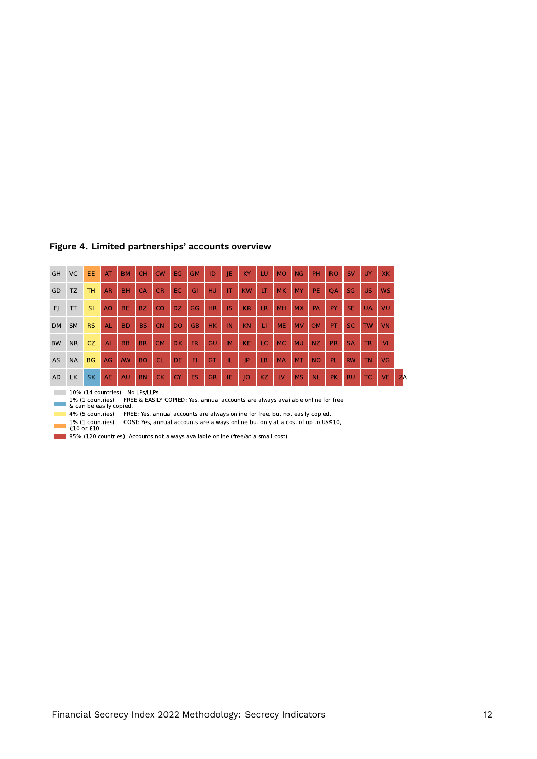**Figure 4. Limited partnerships' accounts overview**

| GH | VC | EE | AT | BM | CH | CW | EG | GM | ID | JE | KY | LU | MO | NG | PH | RO | SV | UY | XK |
|---|---|---|---|---|---|---|---|---|---|---|---|---|---|---|---|---|---|---|---|
| GD | TZ | TH | AR | BH | CA | CR | EC | GI | HU | IT | KW | LT | MK | MY | PE | QA | SG | US | WS |
| FJ | TT | SI | AO | BE | BZ | CO | DZ | GG | HR | IS | KR | LR | MH | MX | PA | PY | SE | UA | VU |
| DM | SM | RS | AL | BD | BS | CN | DO | GB | HK | IN | KN | LI | ME | MV | OM | PT | SC | TW | VN |
| BW | NR | CZ | AI | BB | BR | CM | DK | FR | GU | IM | KE | LC | MC | MU | NZ | PR | SA | TR | VI |
| AS | NA | BG | AG | AW | BO | CL | DE | FI | GT | IL | JP | LB | MA | MT | NO | PL | RW | TN | VG |
| AD | LK | SK | AE | AU | BN | CK | CY | ES | GR | IE | JO | KZ | LV | MS | NL | PK | RU | TC | VE | ZA |

- 10% (14 countries) No LPs/LLPs
- 1% (1 countries) FREE & EASILY COPIED: Yes, annual accounts are always available online for free & can be easily copied.
- 4% (5 countries) FREE: Yes, annual accounts are always online for free, but not easily copied.
- 1% (1 countries) COST: Yes, annual accounts are always online but only at a cost of up to US$10, €10 or £10
- 85% (120 countries) Accounts not always available online (free/at a small cost)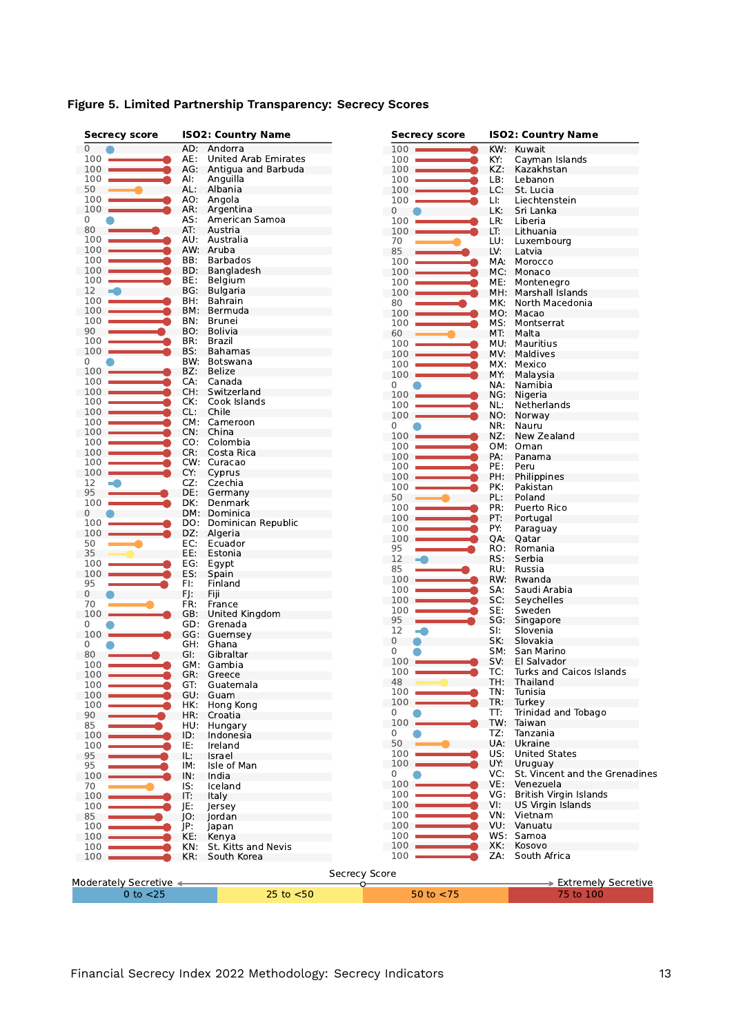**Figure 5. Limited Partnership Transparency: Secrecy Scores**

| Secrecy score | ISO2: Country Name |
|---|---|
| 0 | AD: Andorra |
| 100 | AE: United Arab Emirates |
| 100 | AG: Antigua and Barbuda |
| 100 | AI: Anguilla |
| 50 | AL: Albania |
| 100 | AO: Angola |
| 100 | AR: Argentina |
| 0 | AS: American Samoa |
| 80 | AT: Austria |
| 100 | AU: Australia |
| 100 | AW: Aruba |
| 100 | BB: Barbados |
| 100 | BD: Bangladesh |
| 100 | BE: Belgium |
| 12 | BG: Bulgaria |
| 100 | BH: Bahrain |
| 100 | BM: Bermuda |
| 100 | BN: Brunei |
| 90 | BO: Bolivia |
| 100 | BR: Brazil |
| 100 | BS: Bahamas |
| 0 | BW: Botswana |
| 100 | BZ: Belize |
| 100 | CA: Canada |
| 100 | CH: Switzerland |
| 100 | CK: Cook Islands |
| 100 | CL: Chile |
| 100 | CM: Cameroon |
| 100 | CN: China |
| 100 | CO: Colombia |
| 100 | CR: Costa Rica |
| 100 | CW: Curacao |
| 100 | CY: Cyprus |
| 12 | CZ: Czechia |
| 95 | DE: Germany |
| 100 | DK: Denmark |
| 0 | DM: Dominica |
| 100 | DO: Dominican Republic |
| 100 | DZ: Algeria |
| 50 | EC: Ecuador |
| 35 | EE: Estonia |
| 100 | EG: Egypt |
| 100 | ES: Spain |
| 95 | FI: Finland |
| 0 | FJ: Fiji |
| 70 | FR: France |
| 100 | GB: United Kingdom |
| 0 | GD: Grenada |
| 100 | GG: Guernsey |
| 0 | GH: Ghana |
| 80 | GI: Gibraltar |
| 100 | GM: Gambia |
| 100 | GR: Greece |
| 100 | GT: Guatemala |
| 100 | GU: Guam |
| 100 | HK: Hong Kong |
| 90 | HR: Croatia |
| 85 | HU: Hungary |
| 100 | ID: Indonesia |
| 100 | IE: Ireland |
| 95 | IL: Israel |
| 95 | IM: Isle of Man |
| 100 | IN: India |
| 70 | IS: Iceland |
| 100 | IT: Italy |
| 100 | JE: Jersey |
| 85 | JO: Jordan |
| 100 | JP: Japan |
| 100 | KE: Kenya |
| 100 | KN: St. Kitts and Nevis |
| 100 | KR: South Korea |
| 100 | KW: Kuwait |
| 100 | KY: Cayman Islands |
| 100 | KZ: Kazakhstan |
| 100 | LB: Lebanon |
| 100 | LC: St. Lucia |
| 100 | LI: Liechtenstein |
| 0 | LK: Sri Lanka |
| 100 | LR: Liberia |
| 100 | LT: Lithuania |
| 70 | LU: Luxembourg |
| 85 | LV: Latvia |
| 100 | MA: Morocco |
| 100 | MC: Monaco |
| 100 | ME: Montenegro |
| 100 | MH: Marshall Islands |
| 80 | MK: North Macedonia |
| 100 | MO: Macao |
| 100 | MS: Montserrat |
| 60 | MT: Malta |
| 100 | MU: Mauritius |
| 100 | MV: Maldives |
| 100 | MX: Mexico |
| 100 | MY: Malaysia |
| 0 | NA: Namibia |
| 100 | NG: Nigeria |
| 100 | NL: Netherlands |
| 100 | NO: Norway |
| 0 | NR: Nauru |
| 100 | NZ: New Zealand |
| 100 | OM: Oman |
| 100 | PA: Panama |
| 100 | PE: Peru |
| 100 | PH: Philippines |
| 100 | PK: Pakistan |
| 50 | PL: Poland |
| 100 | PR: Puerto Rico |
| 100 | PT: Portugal |
| 100 | PY: Paraguay |
| 100 | QA: Qatar |
| 95 | RO: Romania |
| 12 | RS: Serbia |
| 85 | RU: Russia |
| 100 | RW: Rwanda |
| 100 | SA: Saudi Arabia |
| 100 | SC: Seychelles |
| 100 | SE: Sweden |
| 95 | SG: Singapore |
| 12 | SI: Slovenia |
| 0 | SK: Slovakia |
| 0 | SM: San Marino |
| 100 | SV: El Salvador |
| 100 | TC: Turks and Caicos Islands |
| 48 | TH: Thailand |
| 100 | TN: Tunisia |
| 100 | TR: Turkey |
| 0 | TT: Trinidad and Tobago |
| 100 | TW: Taiwan |
| 0 | TZ: Tanzania |
| 50 | UA: Ukraine |
| 100 | US: United States |
| 100 | UY: Uruguay |
| 0 | VC: St. Vincent and the Grenadines |
| 100 | VE: Venezuela |
| 100 | VG: British Virgin Islands |
| 100 | VI: US Virgin Islands |
| 100 | VN: Vietnam |
| 100 | VU: Vanuatu |
| 100 | WS: Samoa |
| 100 | XK: Kosovo |
| 100 | ZA: South Africa |

Secrecy Score: Moderately Secretive ← → Extremely Secretive

0 to <25 | 25 to <50 | 50 to <75 | 75 to 100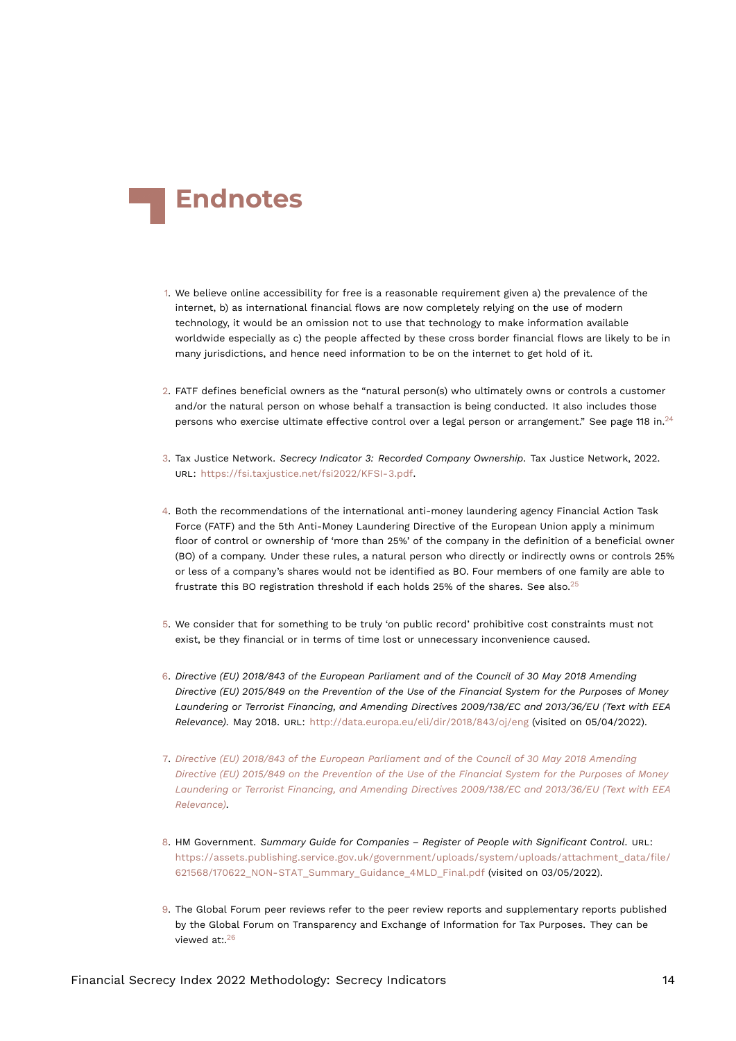# Endnotes

1. We believe online accessibility for free is a reasonable requirement given a) the prevalence of the internet, b) as international financial flows are now completely relying on the use of modern technology, it would be an omission not to use that technology to make information available worldwide especially as c) the people affected by these cross border financial flows are likely to be in many jurisdictions, and hence need information to be on the internet to get hold of it.

2. FATF defines beneficial owners as the "natural person(s) who ultimately owns or controls a customer and/or the natural person on whose behalf a transaction is being conducted. It also includes those persons who exercise ultimate effective control over a legal person or arrangement." See page 118 in.[24]

3. Tax Justice Network. *Secrecy Indicator 3: Recorded Company Ownership*. Tax Justice Network, 2022. URL: https://fsi.taxjustice.net/fsi2022/KFSI-3.pdf.

4. Both the recommendations of the international anti-money laundering agency Financial Action Task Force (FATF) and the 5th Anti-Money Laundering Directive of the European Union apply a minimum floor of control or ownership of 'more than 25%' of the company in the definition of a beneficial owner (BO) of a company. Under these rules, a natural person who directly or indirectly owns or controls 25% or less of a company's shares would not be identified as BO. Four members of one family are able to frustrate this BO registration threshold if each holds 25% of the shares. See also.[25]

5. We consider that for something to be truly 'on public record' prohibitive cost constraints must not exist, be they financial or in terms of time lost or unnecessary inconvenience caused.

6. *Directive (EU) 2018/843 of the European Parliament and of the Council of 30 May 2018 Amending Directive (EU) 2015/849 on the Prevention of the Use of the Financial System for the Purposes of Money Laundering or Terrorist Financing, and Amending Directives 2009/138/EC and 2013/36/EU (Text with EEA Relevance)*. May 2018. URL: http://data.europa.eu/eli/dir/2018/843/oj/eng (visited on 05/04/2022).

7. *Directive (EU) 2018/843 of the European Parliament and of the Council of 30 May 2018 Amending Directive (EU) 2015/849 on the Prevention of the Use of the Financial System for the Purposes of Money Laundering or Terrorist Financing, and Amending Directives 2009/138/EC and 2013/36/EU (Text with EEA Relevance)*.

8. HM Government. *Summary Guide for Companies – Register of People with Significant Control*. URL: https://assets.publishing.service.gov.uk/government/uploads/system/uploads/attachment_data/file/621568/170622_NON-STAT_Summary_Guidance_4MLD_Final.pdf (visited on 03/05/2022).

9. The Global Forum peer reviews refer to the peer review reports and supplementary reports published by the Global Forum on Transparency and Exchange of Information for Tax Purposes. They can be viewed at:.[26]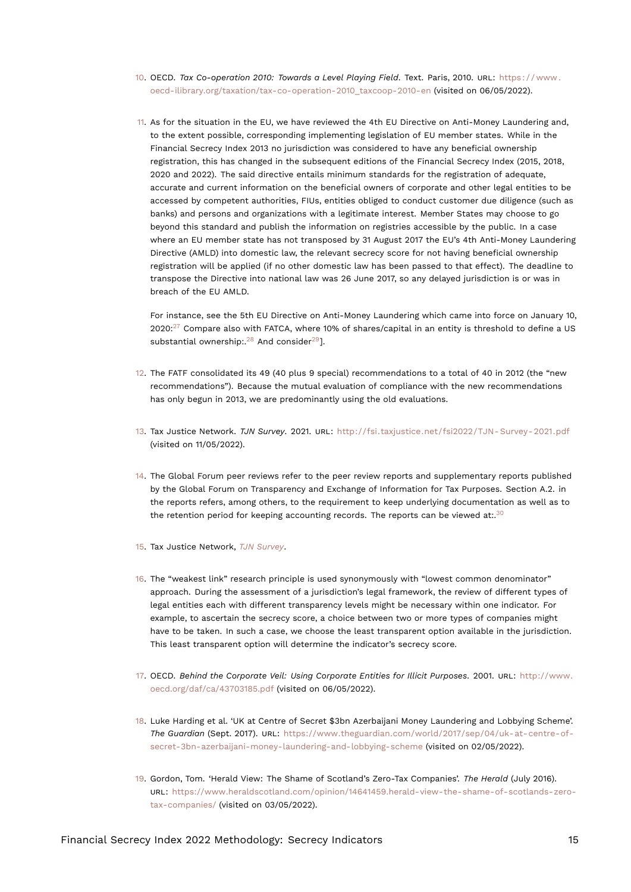10. OECD. *Tax Co-operation 2010: Towards a Level Playing Field*. Text. Paris, 2010. URL: https://www.oecd-ilibrary.org/taxation/tax-co-operation-2010_taxcoop-2010-en (visited on 06/05/2022).

11. As for the situation in the EU, we have reviewed the 4th EU Directive on Anti-Money Laundering and, to the extent possible, corresponding implementing legislation of EU member states. While in the Financial Secrecy Index 2013 no jurisdiction was considered to have any beneficial ownership registration, this has changed in the subsequent editions of the Financial Secrecy Index (2015, 2018, 2020 and 2022). The said directive entails minimum standards for the registration of adequate, accurate and current information on the beneficial owners of corporate and other legal entities to be accessed by competent authorities, FIUs, entities obliged to conduct customer due diligence (such as banks) and persons and organizations with a legitimate interest. Member States may choose to go beyond this standard and publish the information on registries accessible by the public. In a case where an EU member state has not transposed by 31 August 2017 the EU's 4th Anti-Money Laundering Directive (AMLD) into domestic law, the relevant secrecy score for not having beneficial ownership registration will be applied (if no other domestic law has been passed to that effect). The deadline to transpose the Directive into national law was 26 June 2017, so any delayed jurisdiction is or was in breach of the EU AMLD.

    For instance, see the 5th EU Directive on Anti-Money Laundering which came into force on January 10, 2020:[27] Compare also with FATCA, where 10% of shares/capital in an entity is threshold to define a US substantial ownership:.[28] And consider[29]].

12. The FATF consolidated its 49 (40 plus 9 special) recommendations to a total of 40 in 2012 (the "new recommendations"). Because the mutual evaluation of compliance with the new recommendations has only begun in 2013, we are predominantly using the old evaluations.

13. Tax Justice Network. *TJN Survey*. 2021. URL: http://fsi.taxjustice.net/fsi2022/TJN-Survey-2021.pdf (visited on 11/05/2022).

14. The Global Forum peer reviews refer to the peer review reports and supplementary reports published by the Global Forum on Transparency and Exchange of Information for Tax Purposes. Section A.2. in the reports refers, among others, to the requirement to keep underlying documentation as well as to the retention period for keeping accounting records. The reports can be viewed at:.[30]

15. Tax Justice Network, *TJN Survey*.

16. The "weakest link" research principle is used synonymously with "lowest common denominator" approach. During the assessment of a jurisdiction's legal framework, the review of different types of legal entities each with different transparency levels might be necessary within one indicator. For example, to ascertain the secrecy score, a choice between two or more types of companies might have to be taken. In such a case, we choose the least transparent option available in the jurisdiction. This least transparent option will determine the indicator's secrecy score.

17. OECD. *Behind the Corporate Veil: Using Corporate Entities for Illicit Purposes*. 2001. URL: http://www.oecd.org/daf/ca/43703185.pdf (visited on 06/05/2022).

18. Luke Harding et al. 'UK at Centre of Secret $3bn Azerbaijani Money Laundering and Lobbying Scheme'. *The Guardian* (Sept. 2017). URL: https://www.theguardian.com/world/2017/sep/04/uk-at-centre-of-secret-3bn-azerbaijani-money-laundering-and-lobbying-scheme (visited on 02/05/2022).

19. Gordon, Tom. 'Herald View: The Shame of Scotland's Zero-Tax Companies'. *The Herald* (July 2016). URL: https://www.heraldscotland.com/opinion/14641459.herald-view-the-shame-of-scotlands-zero-tax-companies/ (visited on 03/05/2022).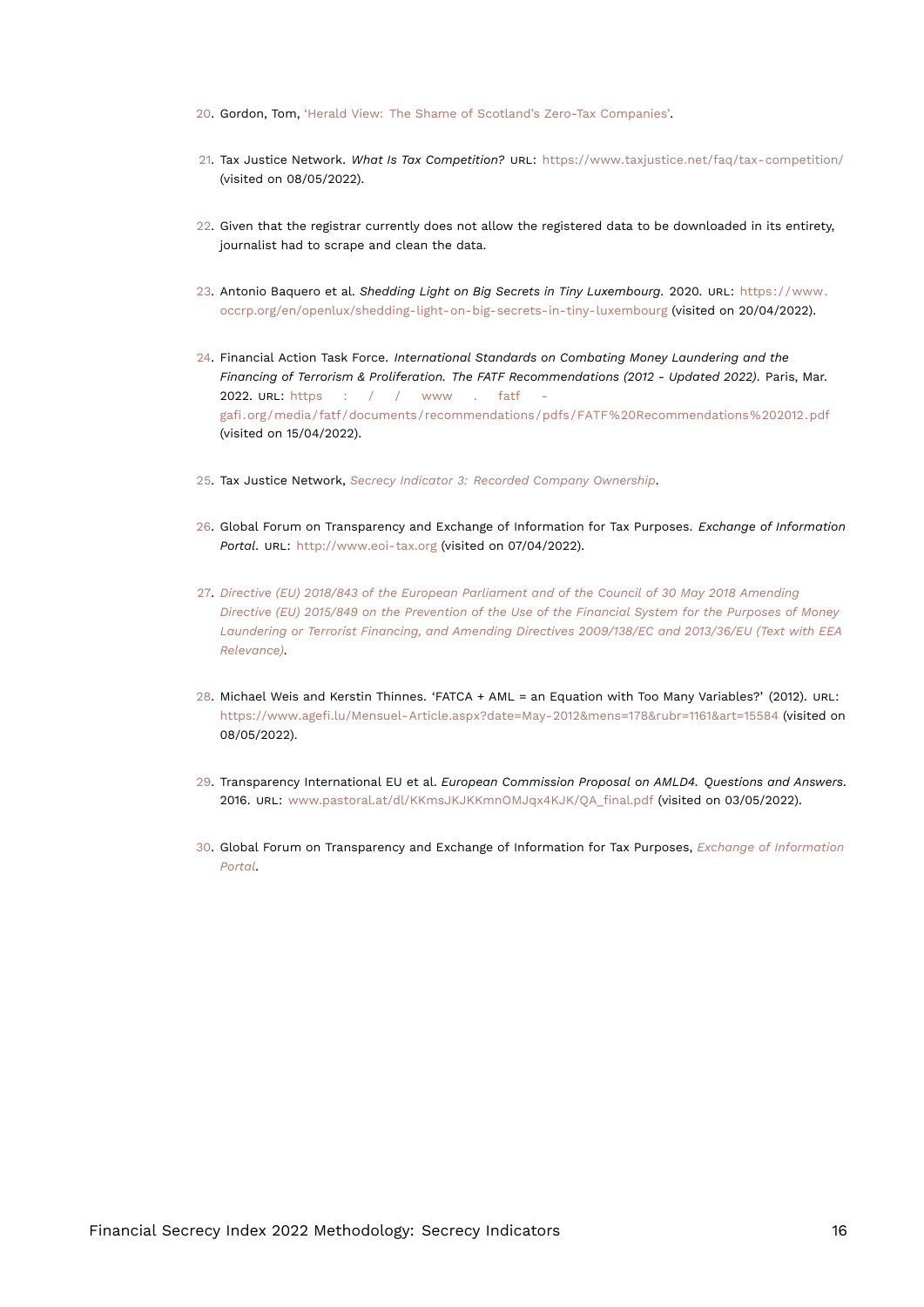20. Gordon, Tom, 'Herald View: The Shame of Scotland's Zero-Tax Companies'.

21. Tax Justice Network. *What Is Tax Competition?* URL: https://www.taxjustice.net/faq/tax-competition/ (visited on 08/05/2022).

22. Given that the registrar currently does not allow the registered data to be downloaded in its entirety, journalist had to scrape and clean the data.

23. Antonio Baquero et al. *Shedding Light on Big Secrets in Tiny Luxembourg*. 2020. URL: https://www.occrp.org/en/openlux/shedding-light-on-big-secrets-in-tiny-luxembourg (visited on 20/04/2022).

24. Financial Action Task Force. *International Standards on Combating Money Laundering and the Financing of Terrorism & Proliferation. The FATF Recommendations (2012 - Updated 2022)*. Paris, Mar. 2022. URL: https://www.fatf-gafi.org/media/fatf/documents/recommendations/pdfs/FATF%20Recommendations%202012.pdf (visited on 15/04/2022).

25. Tax Justice Network, *Secrecy Indicator 3: Recorded Company Ownership*.

26. Global Forum on Transparency and Exchange of Information for Tax Purposes. *Exchange of Information Portal*. URL: http://www.eoi-tax.org (visited on 07/04/2022).

27. *Directive (EU) 2018/843 of the European Parliament and of the Council of 30 May 2018 Amending Directive (EU) 2015/849 on the Prevention of the Use of the Financial System for the Purposes of Money Laundering or Terrorist Financing, and Amending Directives 2009/138/EC and 2013/36/EU (Text with EEA Relevance)*.

28. Michael Weis and Kerstin Thinnes. 'FATCA + AML = an Equation with Too Many Variables?' (2012). URL: https://www.agefi.lu/Mensuel-Article.aspx?date=May-2012&mens=178&rubr=1161&art=15584 (visited on 08/05/2022).

29. Transparency International EU et al. *European Commission Proposal on AMLD4. Questions and Answers*. 2016. URL: www.pastoral.at/dl/KKmsJKJKKmnOMJqx4KJK/QA_final.pdf (visited on 03/05/2022).

30. Global Forum on Transparency and Exchange of Information for Tax Purposes, *Exchange of Information Portal*.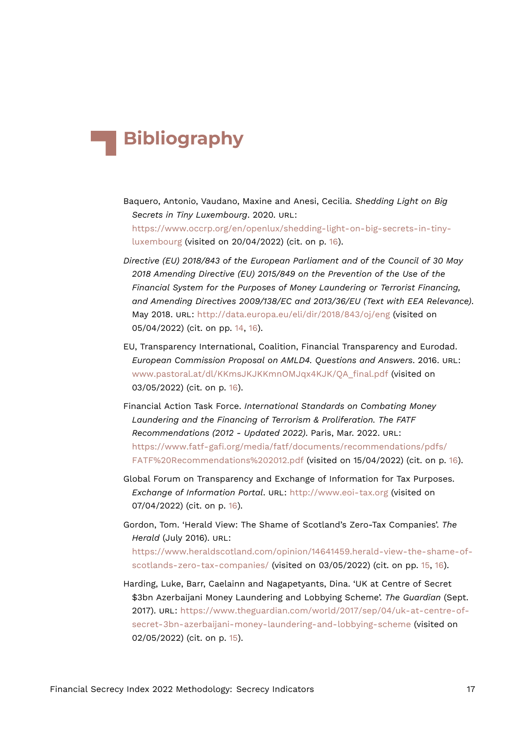# Bibliography

Baquero, Antonio, Vaudano, Maxine and Anesi, Cecilia. *Shedding Light on Big Secrets in Tiny Luxembourg*. 2020. URL: https://www.occrp.org/en/openlux/shedding-light-on-big-secrets-in-tiny-luxembourg (visited on 20/04/2022) (cit. on p. 16).

*Directive (EU) 2018/843 of the European Parliament and of the Council of 30 May 2018 Amending Directive (EU) 2015/849 on the Prevention of the Use of the Financial System for the Purposes of Money Laundering or Terrorist Financing, and Amending Directives 2009/138/EC and 2013/36/EU (Text with EEA Relevance)*. May 2018. URL: http://data.europa.eu/eli/dir/2018/843/oj/eng (visited on 05/04/2022) (cit. on pp. 14, 16).

EU, Transparency International, Coalition, Financial Transparency and Eurodad. *European Commission Proposal on AMLD4. Questions and Answers*. 2016. URL: www.pastoral.at/dl/KKmsJKJKKmnOMJqx4KJK/QA_final.pdf (visited on 03/05/2022) (cit. on p. 16).

Financial Action Task Force. *International Standards on Combating Money Laundering and the Financing of Terrorism & Proliferation. The FATF Recommendations (2012 - Updated 2022)*. Paris, Mar. 2022. URL: https://www.fatf-gafi.org/media/fatf/documents/recommendations/pdfs/FATF%20Recommendations%202012.pdf (visited on 15/04/2022) (cit. on p. 16).

Global Forum on Transparency and Exchange of Information for Tax Purposes. *Exchange of Information Portal*. URL: http://www.eoi-tax.org (visited on 07/04/2022) (cit. on p. 16).

Gordon, Tom. 'Herald View: The Shame of Scotland's Zero-Tax Companies'. *The Herald* (July 2016). URL: https://www.heraldscotland.com/opinion/14641459.herald-view-the-shame-of-scotlands-zero-tax-companies/ (visited on 03/05/2022) (cit. on pp. 15, 16).

Harding, Luke, Barr, Caelainn and Nagapetyants, Dina. 'UK at Centre of Secret $3bn Azerbaijani Money Laundering and Lobbying Scheme'. *The Guardian* (Sept. 2017). URL: https://www.theguardian.com/world/2017/sep/04/uk-at-centre-of-secret-3bn-azerbaijani-money-laundering-and-lobbying-scheme (visited on 02/05/2022) (cit. on p. 15).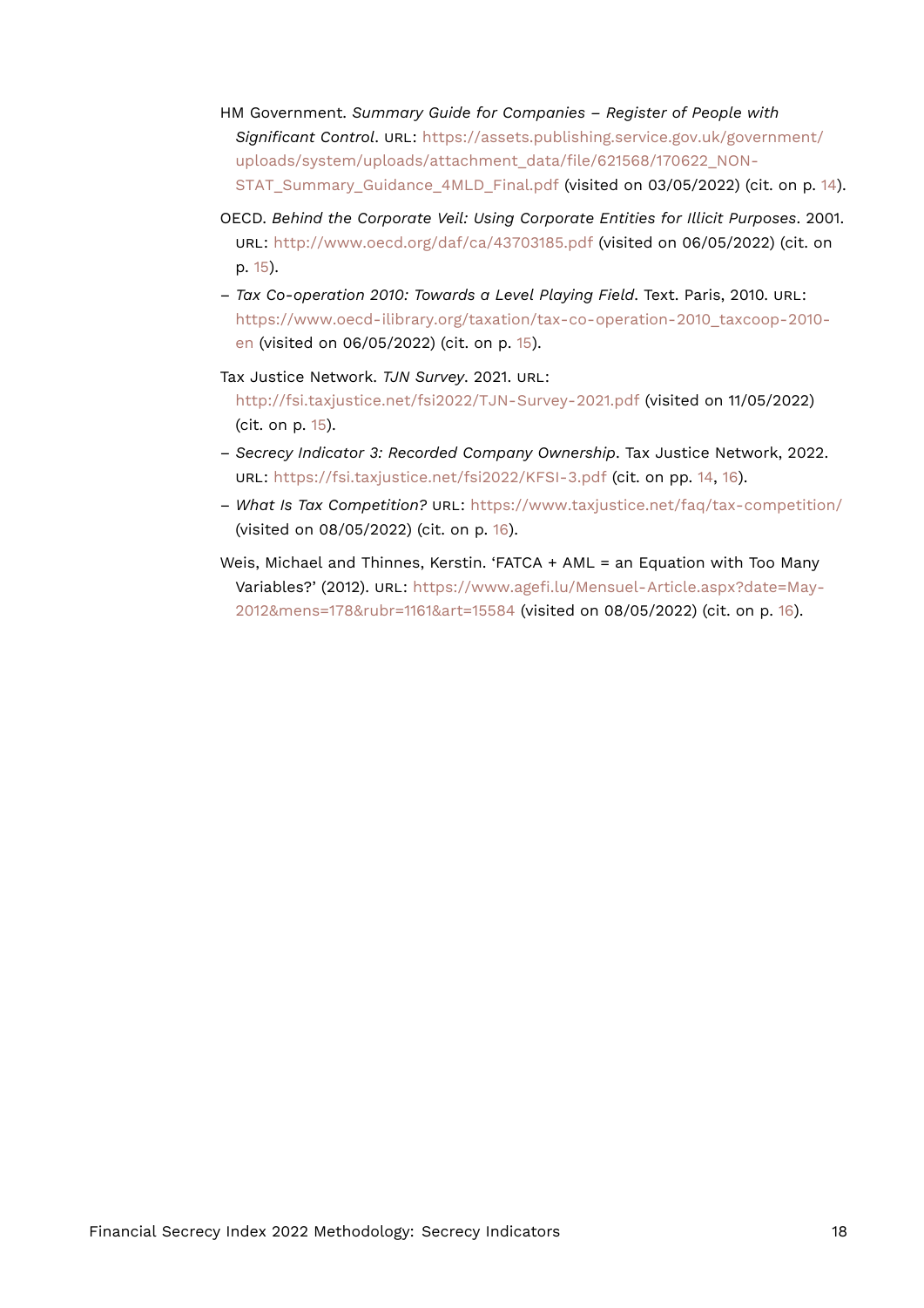HM Government. *Summary Guide for Companies – Register of People with Significant Control*. URL: https://assets.publishing.service.gov.uk/government/uploads/system/uploads/attachment_data/file/621568/170622_NON-STAT_Summary_Guidance_4MLD_Final.pdf (visited on 03/05/2022) (cit. on p. 14).

OECD. *Behind the Corporate Veil: Using Corporate Entities for Illicit Purposes*. 2001. URL: http://www.oecd.org/daf/ca/43703185.pdf (visited on 06/05/2022) (cit. on p. 15).

– *Tax Co-operation 2010: Towards a Level Playing Field*. Text. Paris, 2010. URL: https://www.oecd-ilibrary.org/taxation/tax-co-operation-2010_taxcoop-2010-en (visited on 06/05/2022) (cit. on p. 15).

Tax Justice Network. *TJN Survey*. 2021. URL: http://fsi.taxjustice.net/fsi2022/TJN-Survey-2021.pdf (visited on 11/05/2022) (cit. on p. 15).

– *Secrecy Indicator 3: Recorded Company Ownership*. Tax Justice Network, 2022. URL: https://fsi.taxjustice.net/fsi2022/KFSI-3.pdf (cit. on pp. 14, 16).

– *What Is Tax Competition?* URL: https://www.taxjustice.net/faq/tax-competition/ (visited on 08/05/2022) (cit. on p. 16).

Weis, Michael and Thinnes, Kerstin. 'FATCA + AML = an Equation with Too Many Variables?' (2012). URL: https://www.agefi.lu/Mensuel-Article.aspx?date=May-2012&mens=178&rubr=1161&art=15584 (visited on 08/05/2022) (cit. on p. 16).